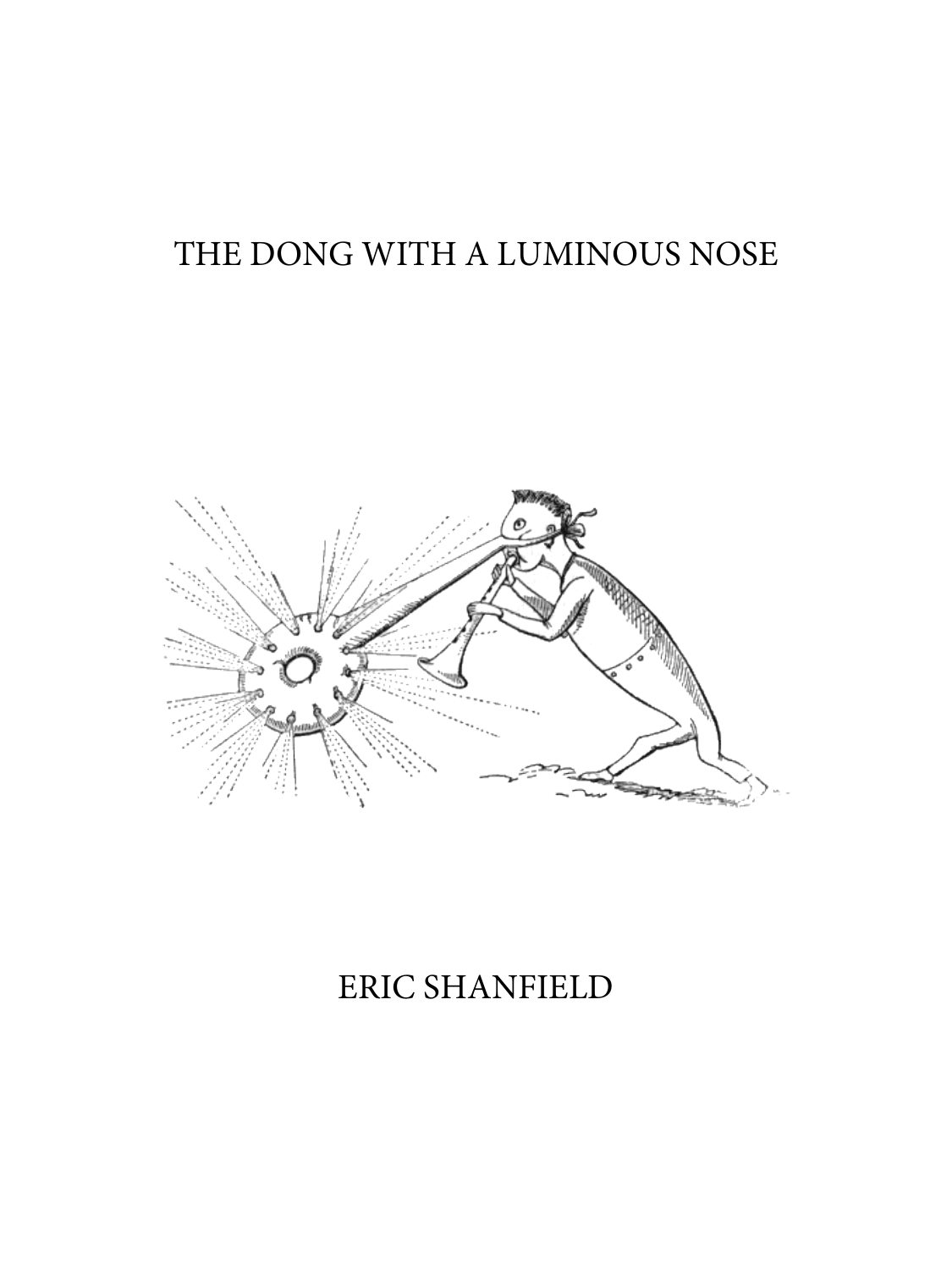# THE DONG WITH A LUMINOUS NOSE

ERIC SHANFIELD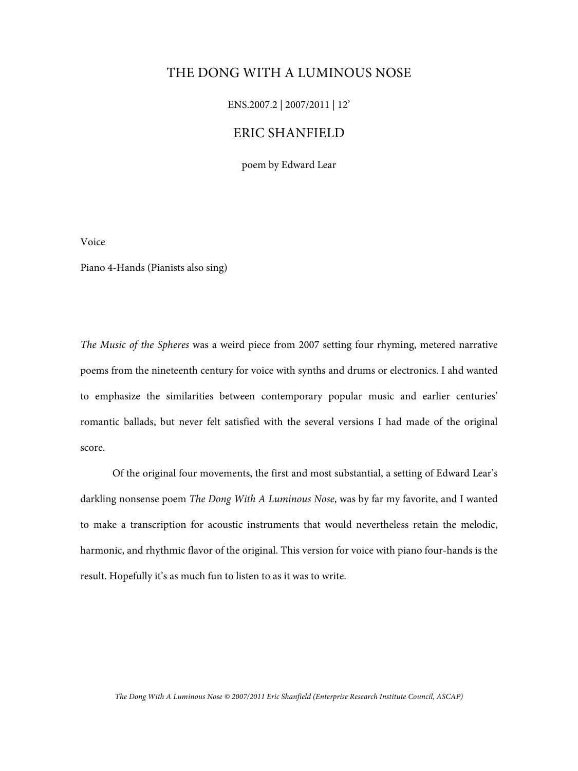# THE DONG WITH A LUMINOUS NOSE

ENS.2007.2 | 2007/2011 | 12'

## ERIC SHANFIELD

poem by Edward Lear

Voice

Piano 4-Hands (Pianists also sing)

*The Music of the Spheres* was a weird piece from 2007 setting four rhyming, metered narrative poems from the nineteenth century for voice with synths and drums or electronics. I ahd wanted to emphasize the similarities between contemporary popular music and earlier centuries' romantic ballads, but never felt satisfied with the several versions I had made of the original score.

Of the original four movements, the first and most substantial, a setting of Edward Lear's darkling nonsense poem *The Dong With A Luminous Nose*, was by far my favorite, and I wanted to make a transcription for acoustic instruments that would nevertheless retain the melodic, harmonic, and rhythmic flavor of the original. This version for voice with piano four-hands is the result. Hopefully it's as much fun to listen to as it was to write.

*The Dong With A Luminous Nose © 2007/2011 Eric Shanfield (Enterprise Research Institute Council, ASCAP)*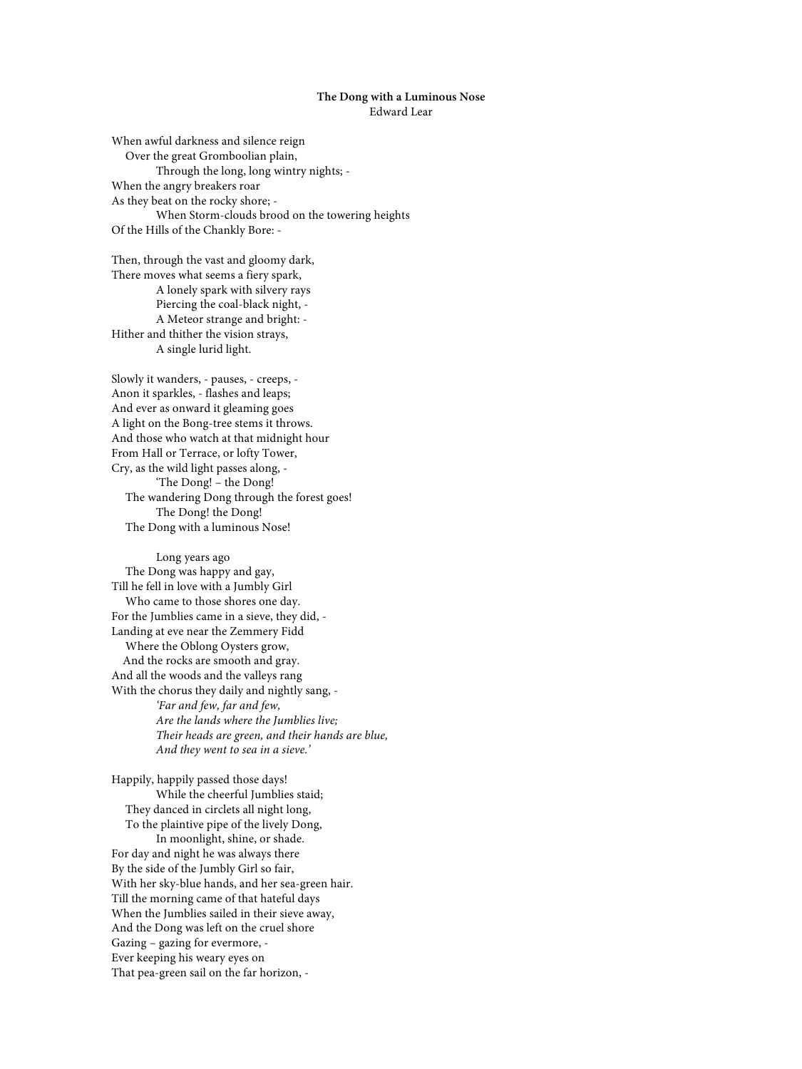**The Dong with a Luminous Nose**
Edward Lear

When awful darkness and silence reign
Over the great Gromboolian plain,
Through the long, long wintry nights; -
When the angry breakers roar
As they beat on the rocky shore; -
When Storm-clouds brood on the towering heights
Of the Hills of the Chankly Bore: -

Then, through the vast and gloomy dark,
There moves what seems a fiery spark,
A lonely spark with silvery rays
Piercing the coal-black night, -
A Meteor strange and bright: -
Hither and thither the vision strays,
A single lurid light.

Slowly it wanders, - pauses, - creeps, -
Anon it sparkles, - flashes and leaps;
And ever as onward it gleaming goes
A light on the Bong-tree stems it throws.
And those who watch at that midnight hour
From Hall or Terrace, or lofty Tower,
Cry, as the wild light passes along, -
'The Dong! – the Dong!
The wandering Dong through the forest goes!
The Dong! the Dong!
The Dong with a luminous Nose!

Long years ago
The Dong was happy and gay,
Till he fell in love with a Jumbly Girl
Who came to those shores one day.
For the Jumblies came in a sieve, they did, -
Landing at eve near the Zemmery Fidd
Where the Oblong Oysters grow,
And the rocks are smooth and gray.
And all the woods and the valleys rang
With the chorus they daily and nightly sang, -
*'Far and few, far and few,*
*Are the lands where the Jumblies live;*
*Their heads are green, and their hands are blue,*
*And they went to sea in a sieve.'*

Happily, happily passed those days!
While the cheerful Jumblies staid;
They danced in circlets all night long,
To the plaintive pipe of the lively Dong,
In moonlight, shine, or shade.
For day and night he was always there
By the side of the Jumbly Girl so fair,
With her sky-blue hands, and her sea-green hair.
Till the morning came of that hateful days
When the Jumblies sailed in their sieve away,
And the Dong was left on the cruel shore
Gazing – gazing for evermore, -
Ever keeping his weary eyes on
That pea-green sail on the far horizon, -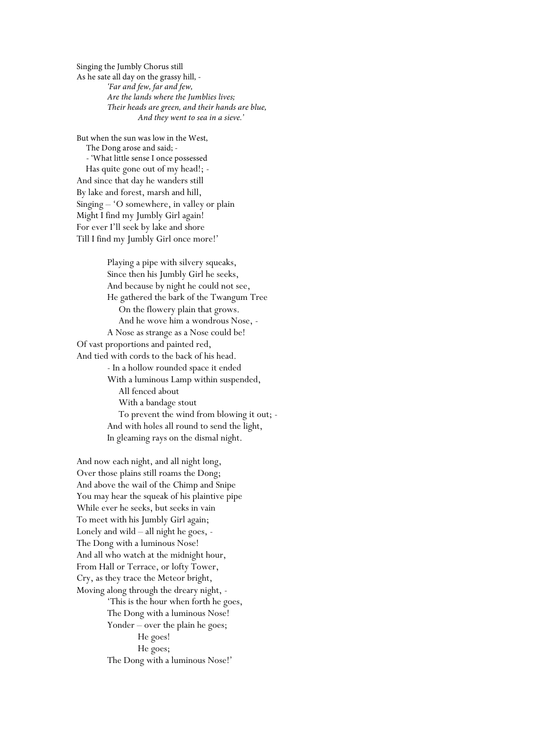Singing the Jumbly Chorus still
As he sate all day on the grassy hill, -

*'Far and few, far and few,*
*Are the lands where the Jumblies lives;*
*Their heads are green, and their hands are blue,*
*And they went to sea in a sieve.'*

But when the sun was low in the West,
The Dong arose and said; -
- 'What little sense I once possessed
Has quite gone out of my head!; -
And since that day he wanders still
By lake and forest, marsh and hill,
Singing – 'O somewhere, in valley or plain
Might I find my Jumbly Girl again!
For ever I'll seek by lake and shore
Till I find my Jumbly Girl once more!'

Playing a pipe with silvery squeaks,
Since then his Jumbly Girl he seeks,
And because by night he could not see,
He gathered the bark of the Twangum Tree
On the flowery plain that grows.
And he wove him a wondrous Nose, -
A Nose as strange as a Nose could be!
Of vast proportions and painted red,
And tied with cords to the back of his head.
- In a hollow rounded space it ended
With a luminous Lamp within suspended,
All fenced about
With a bandage stout
To prevent the wind from blowing it out; -
And with holes all round to send the light,
In gleaming rays on the dismal night.

And now each night, and all night long,
Over those plains still roams the Dong;
And above the wail of the Chimp and Snipe
You may hear the squeak of his plaintive pipe
While ever he seeks, but seeks in vain
To meet with his Jumbly Girl again;
Lonely and wild – all night he goes, -
The Dong with a luminous Nose!
And all who watch at the midnight hour,
From Hall or Terrace, or lofty Tower,
Cry, as they trace the Meteor bright,
Moving along through the dreary night, -
'This is the hour when forth he goes,
The Dong with a luminous Nose!
Yonder – over the plain he goes;
He goes!
He goes;
The Dong with a luminous Nose!'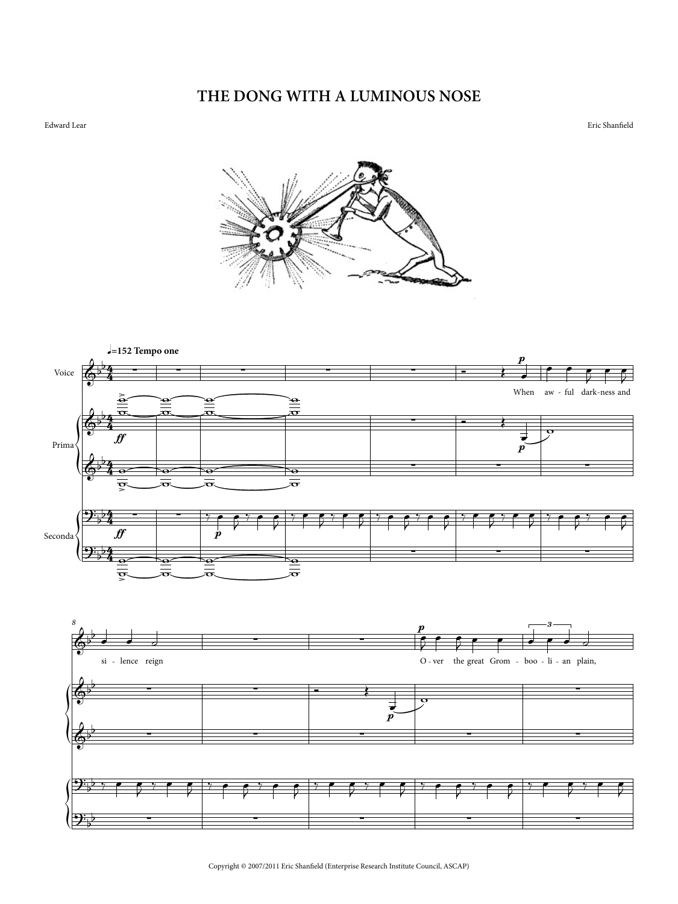# THE DONG WITH A LUMINOUS NOSE

Edward Lear

Eric Shanfield

Copyright © 2007/2011 Eric Shanfield (Enterprise Research Institute Council, ASCAP)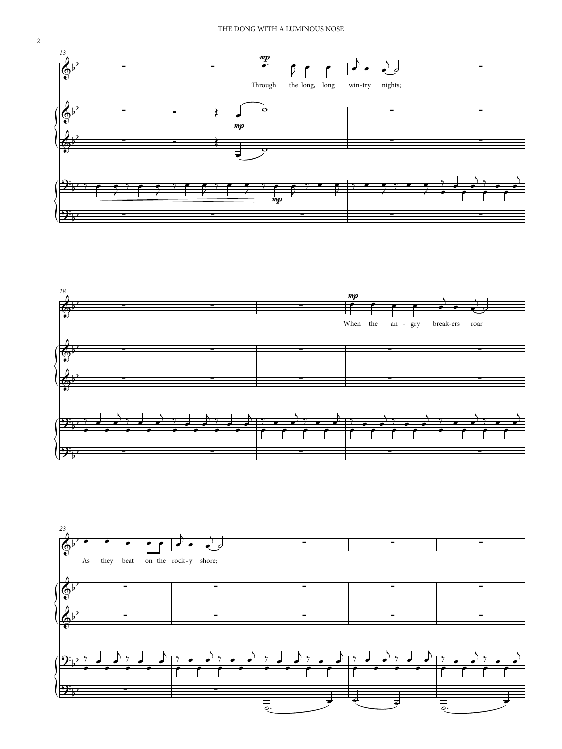13

*mp*

Through the long, long win-try nights;

18

*mp*

When the an - gry break-ers roar

23

As they beat on the rock-y shore;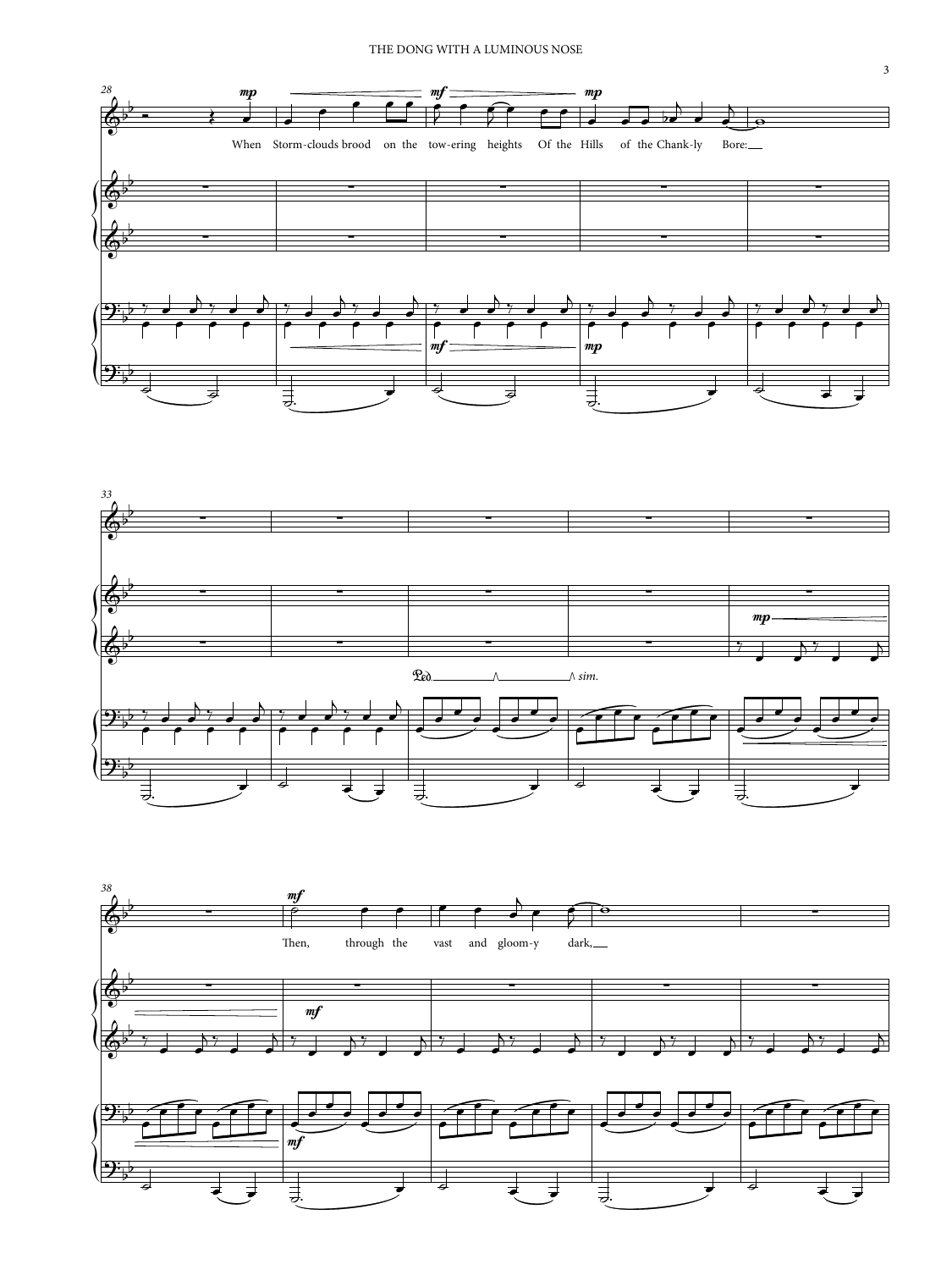When Storm-clouds brood on the tow-ering heights Of the Hills of the Chank-ly Bore:

Then, through the vast and gloom-y dark,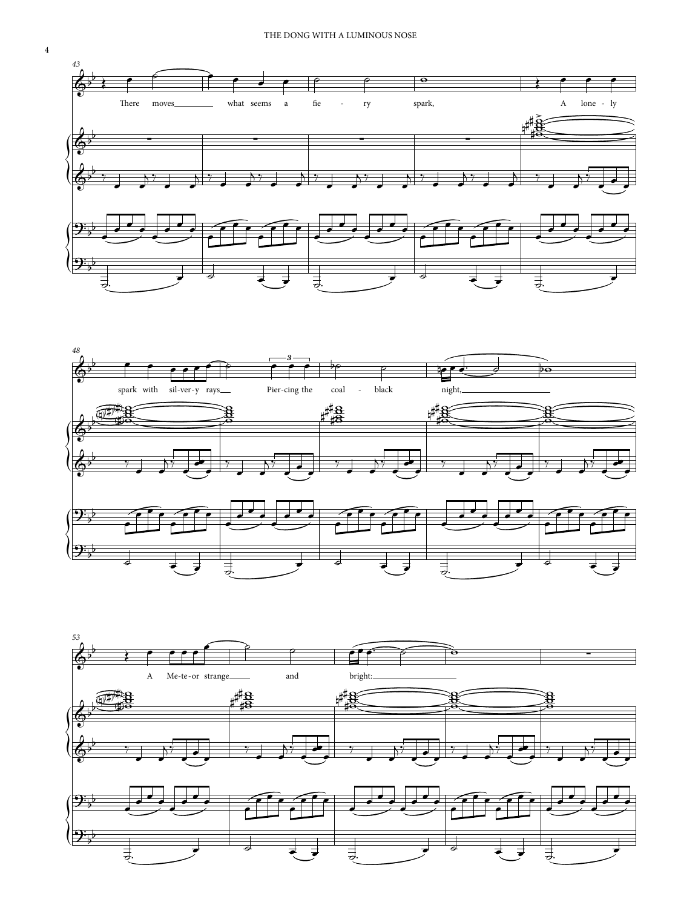There moves what seems a fie - ry spark, A lone - ly spark with sil-ver-y rays Pier-cing the coal - black night, A Me-te-or strange and bright: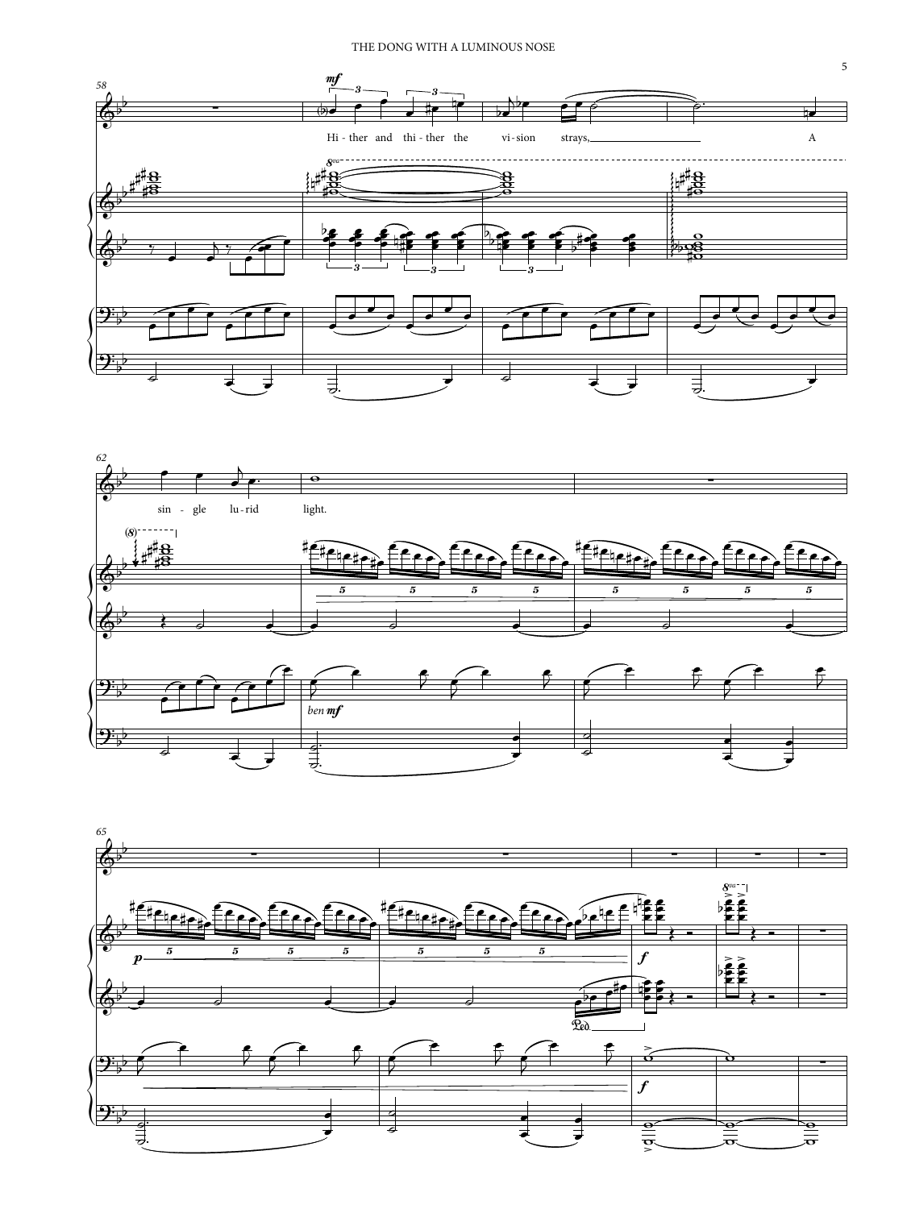Hi - ther and thi - ther the vi - sion strays, A

sin - gle lu - rid light.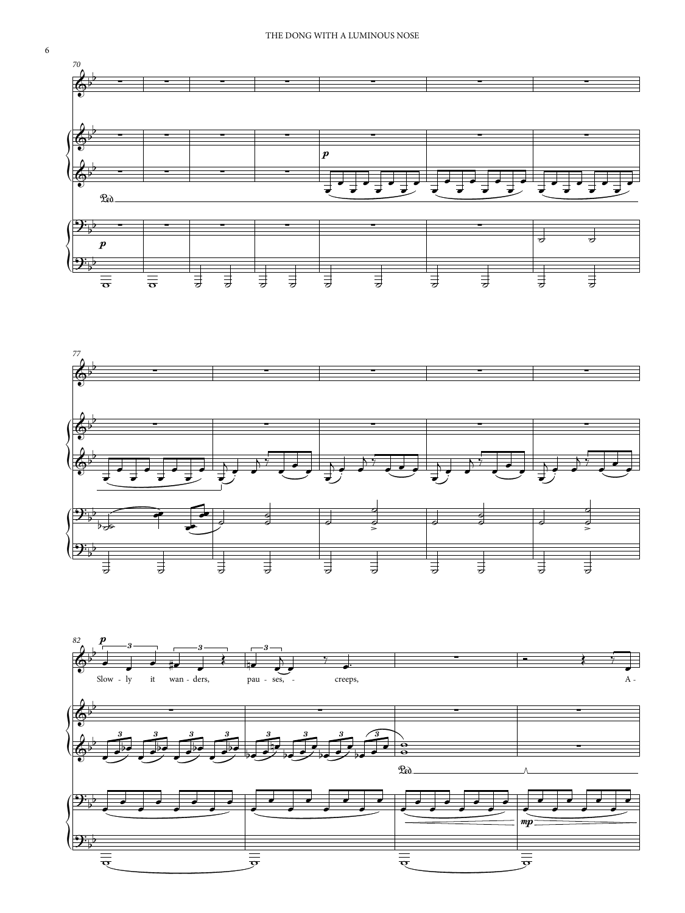Slow - ly it wan - ders, pau - ses, - creeps, A -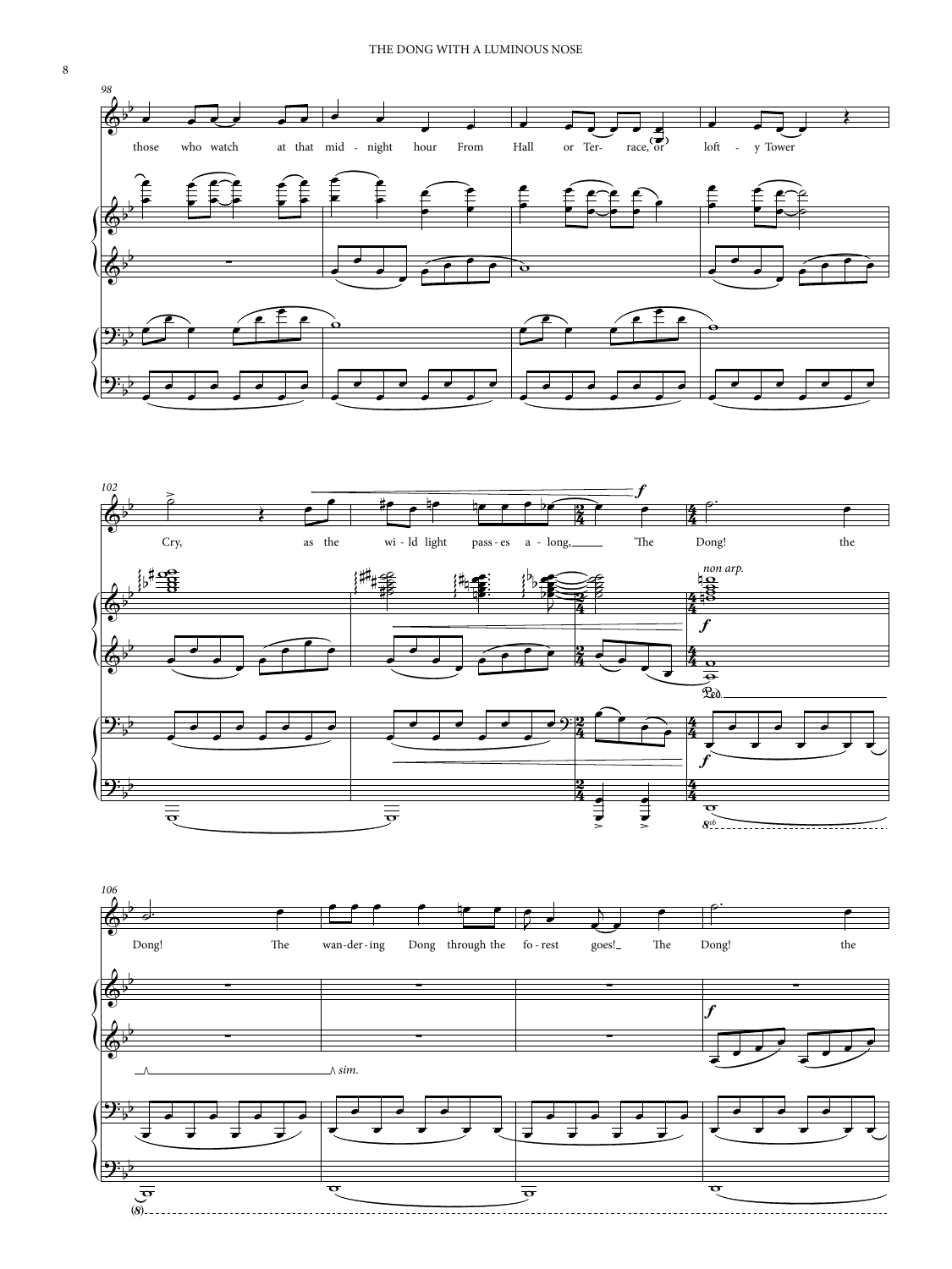98

those who watch at that mid - night hour From Hall or Ter - race, or loft - y Tower

102

Cry, as the wi - ld light pass - es a - long, 'The Dong! the

*f*

*non arp.*

*f*

*8vb*

106

Dong! The wan - der - ing Dong through the fo - rest goes! The Dong! the

*sim.*

*f*

*(8)*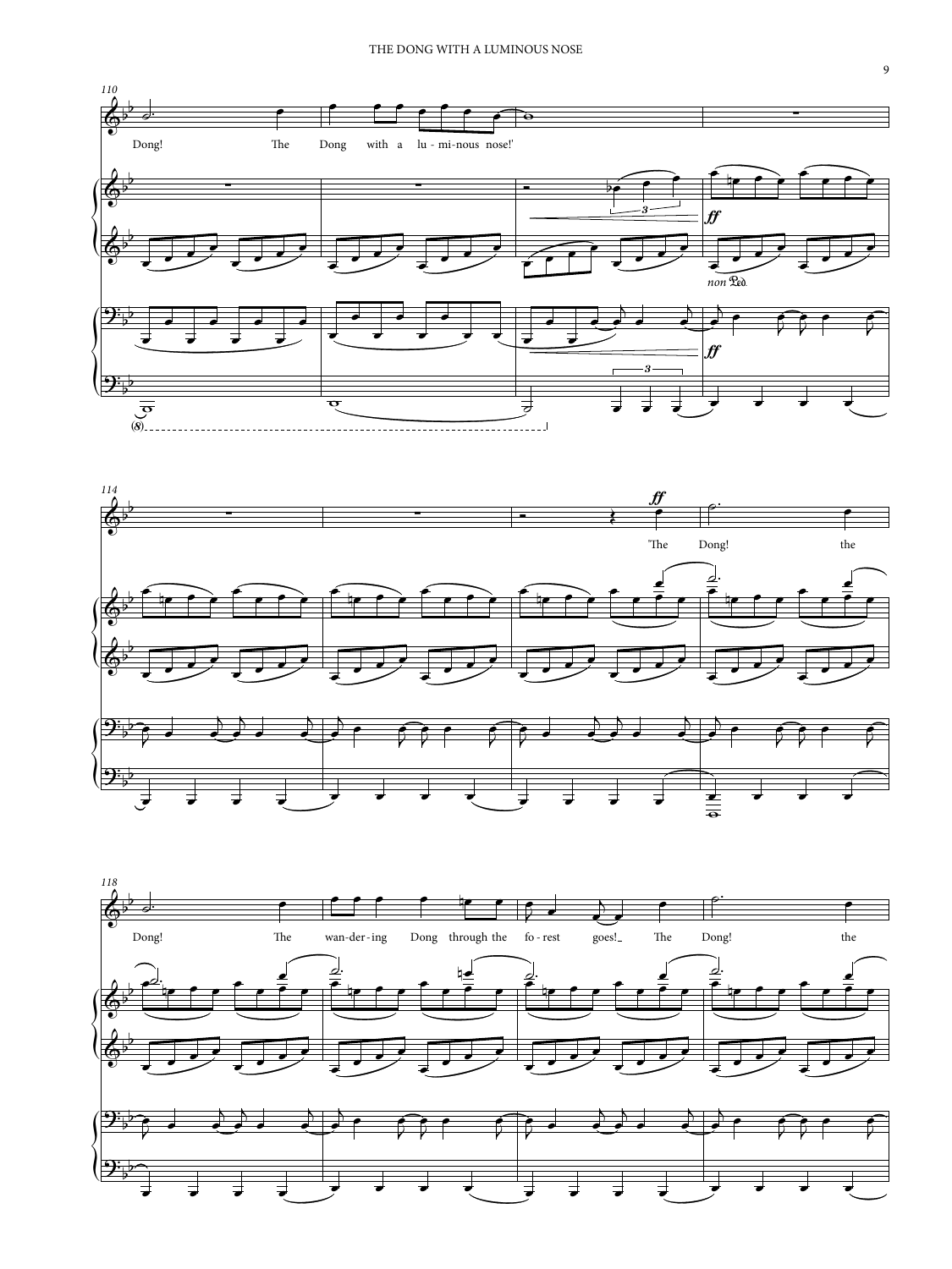110

Dong! The Dong with a lu - mi - nous nose!'

*ff*

*non* Ped.

*ff*

(8)

114

*ff*

"The Dong! the

118

Dong! The wan - der - ing Dong through the fo - rest goes! The Dong! the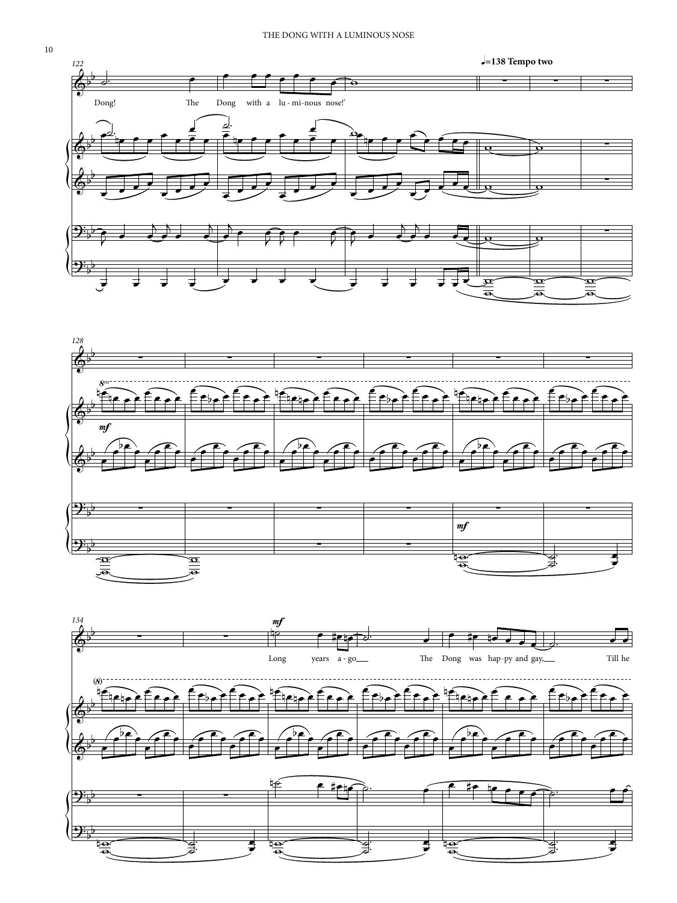♩=138 **Tempo two**

Dong! The Dong with a lu - mi - nous nose!'

*mf*

*mf*

*mf*

Long years a - go The Dong was hap - py and gay, Till he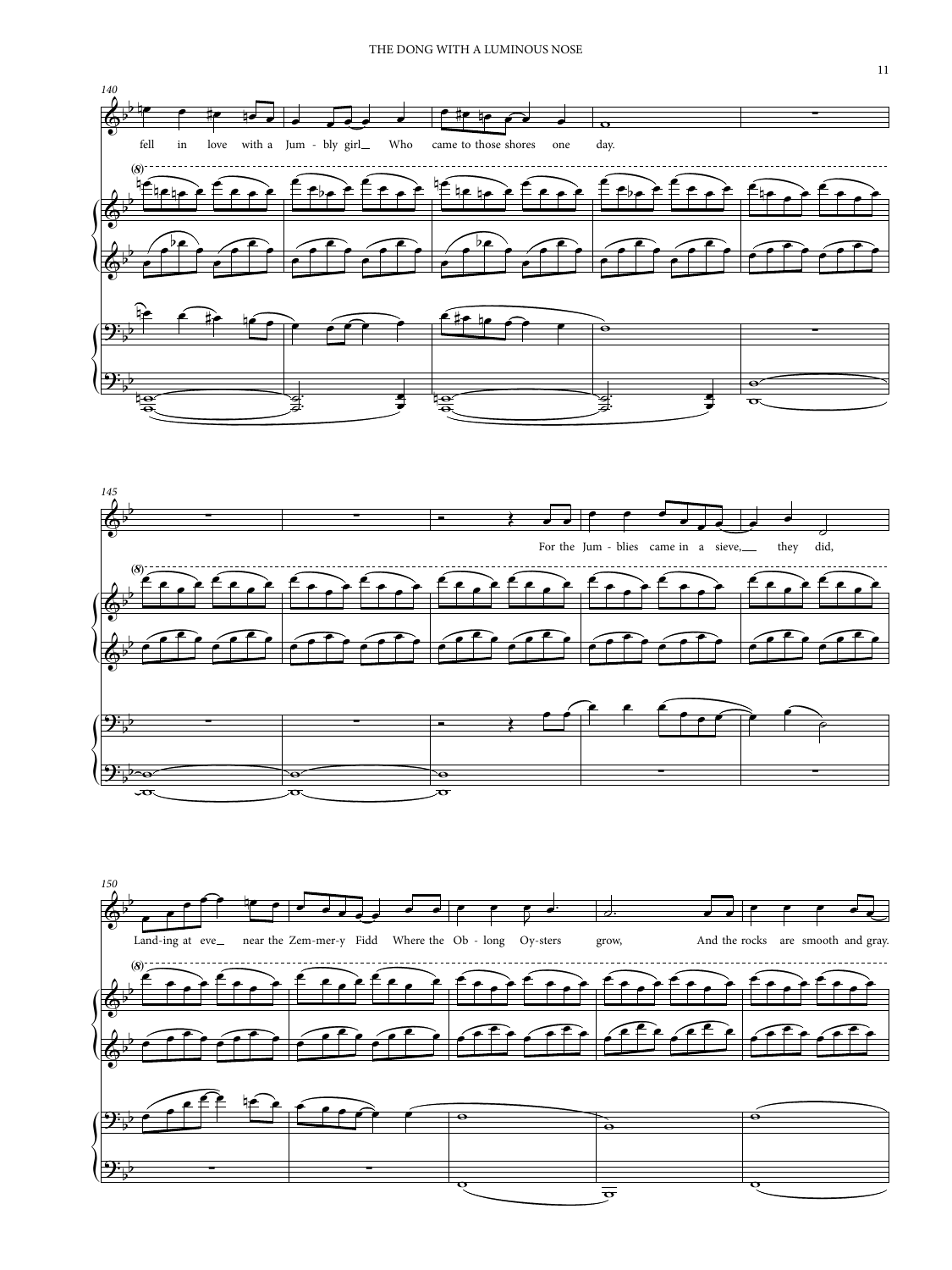140

fell in love with a Jum - bly girl Who came to those shores one day.

145

For the Jum - blies came in a sieve, they did,

150

Land-ing at eve near the Zem-mer-y Fidd Where the Ob - long Oy-sters grow, And the rocks are smooth and gray.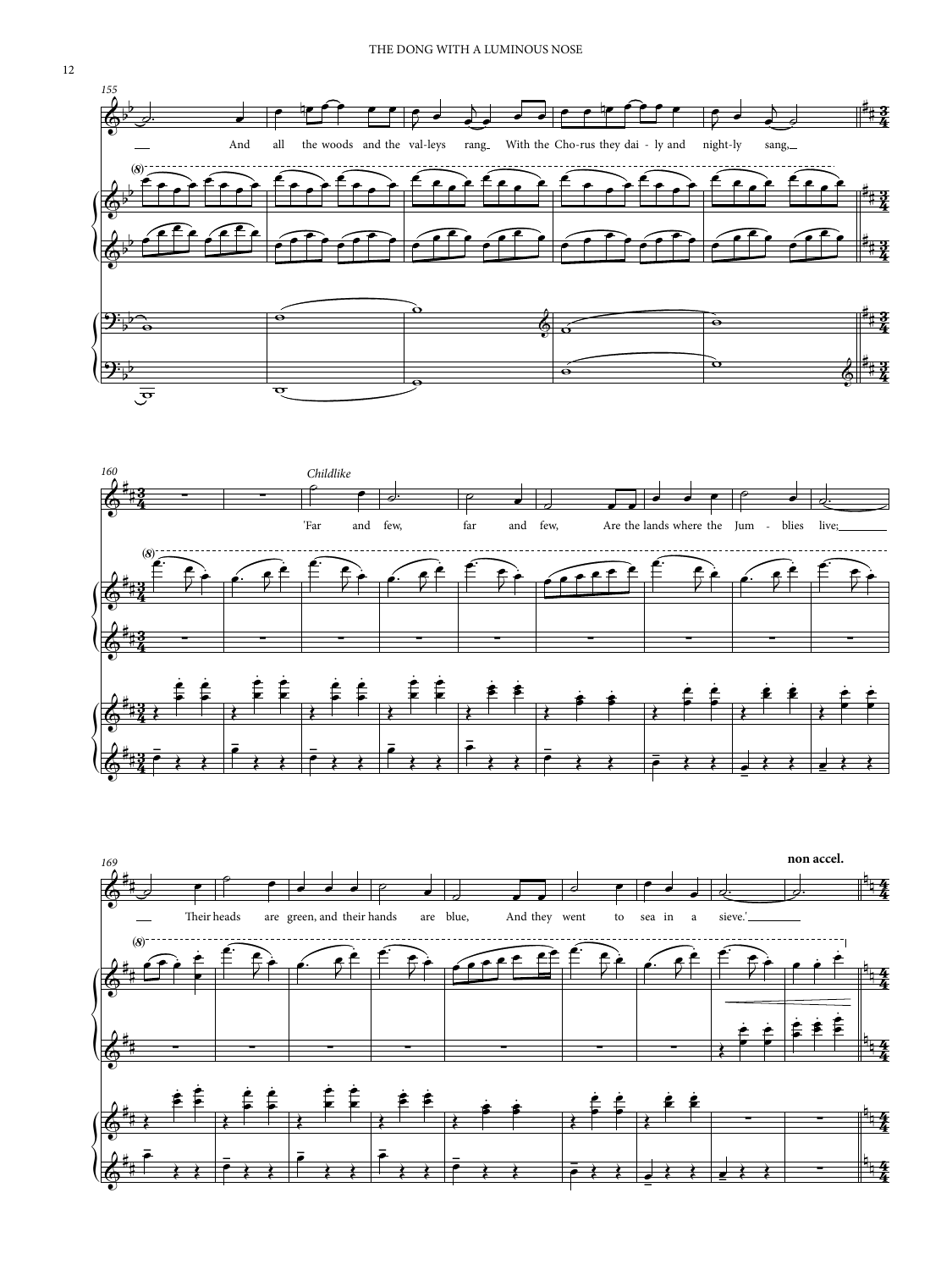155

And all the woods and the valleys rang With the Chorus they daily and nightly sang,

160

*Childlike*

'Far and few, far and few, Are the lands where the Jumblies live;

169

Their heads are green, and their hands are blue, And they went to sea in a sieve.'

**non accel.**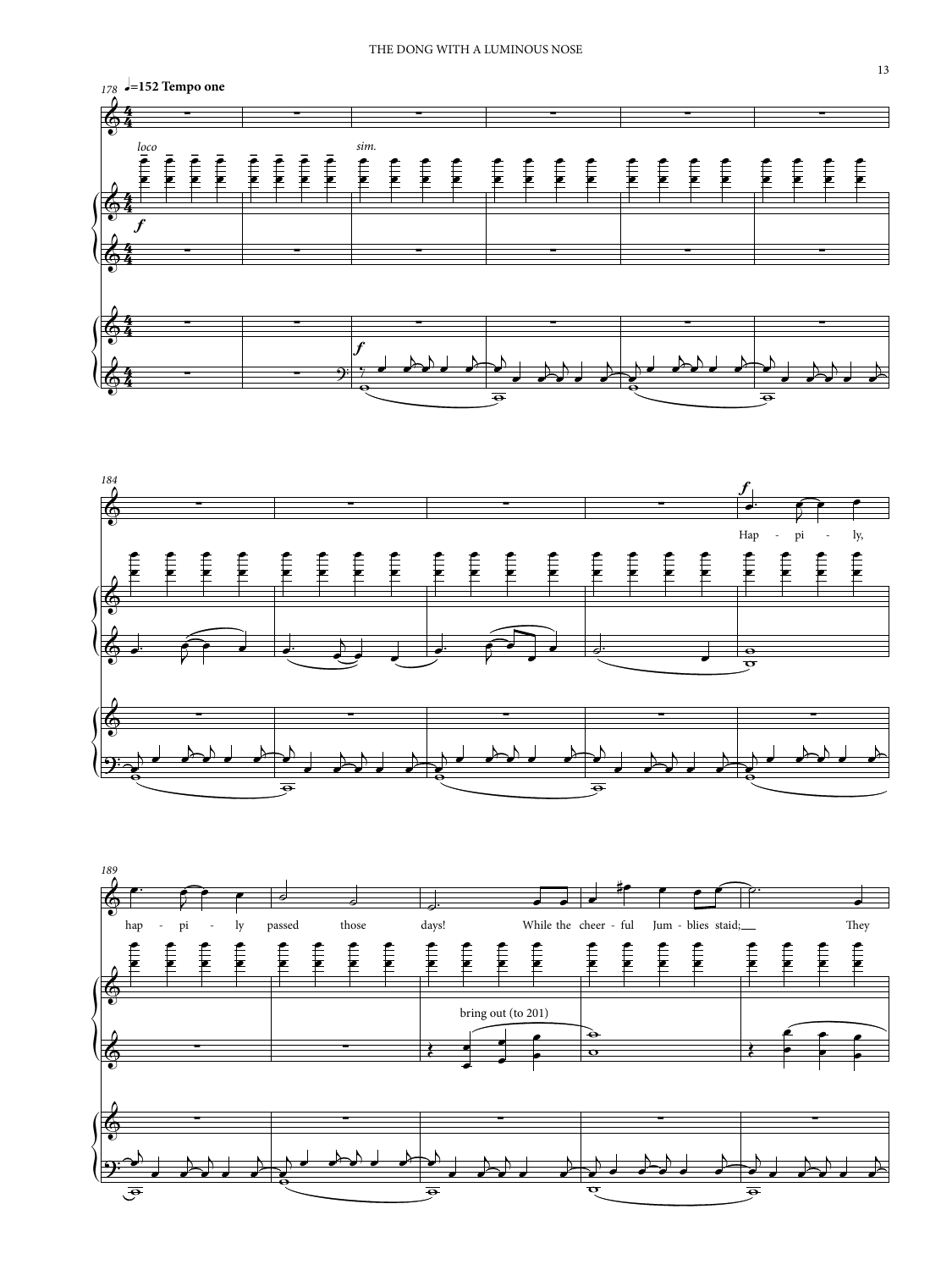♩=152 Tempo one

*loco*

*sim.*

Hap - pi - ly, hap - pi - ly passed those days! While the cheer - ful Jum - blies staid; They

bring out (to 201)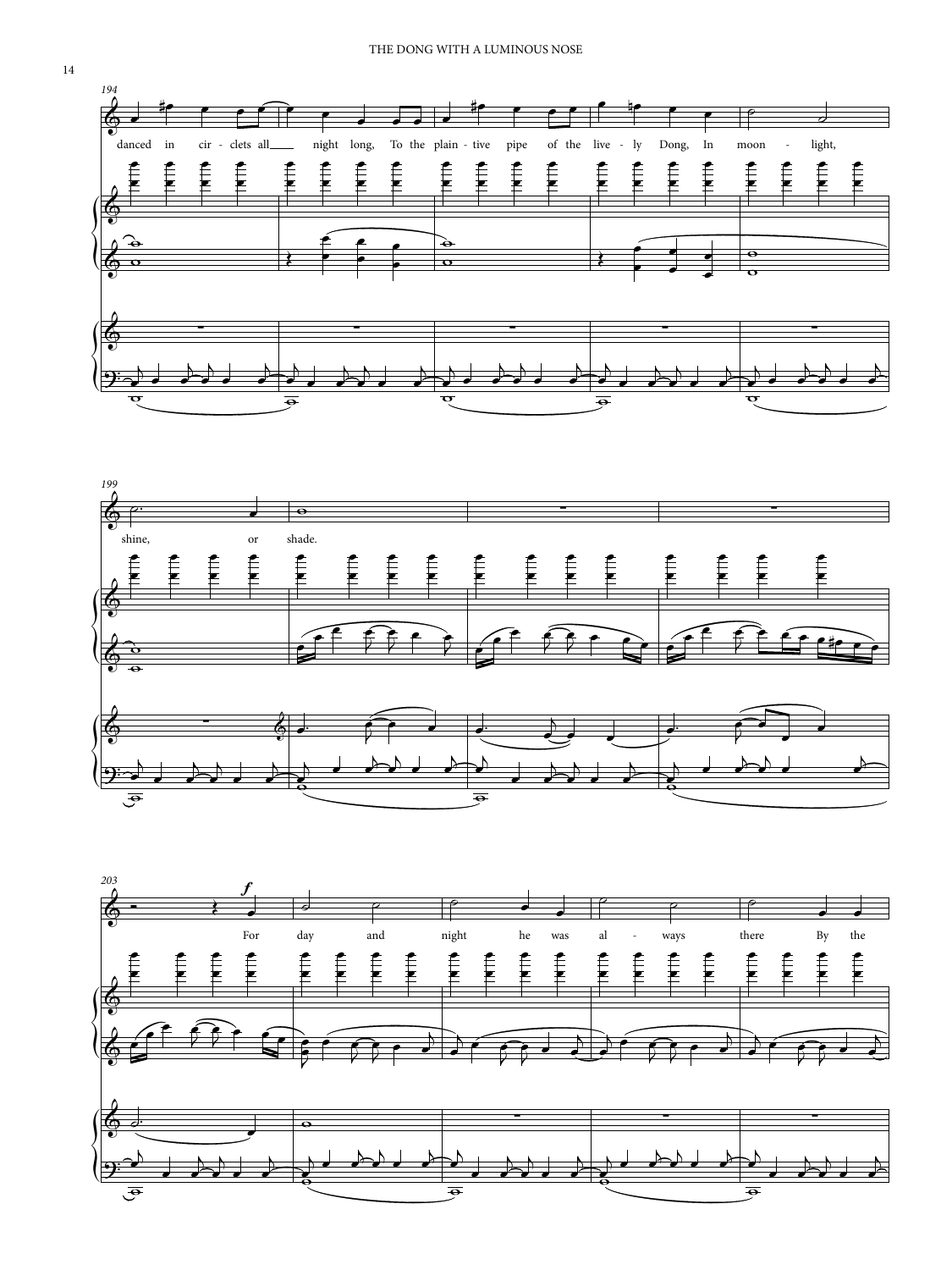194

danced in cir - clets all night long, To the plain - tive pipe of the live - ly Dong, In moon - light,

199

shine, or shade.

203

*f*

For day and night he was al - ways there By the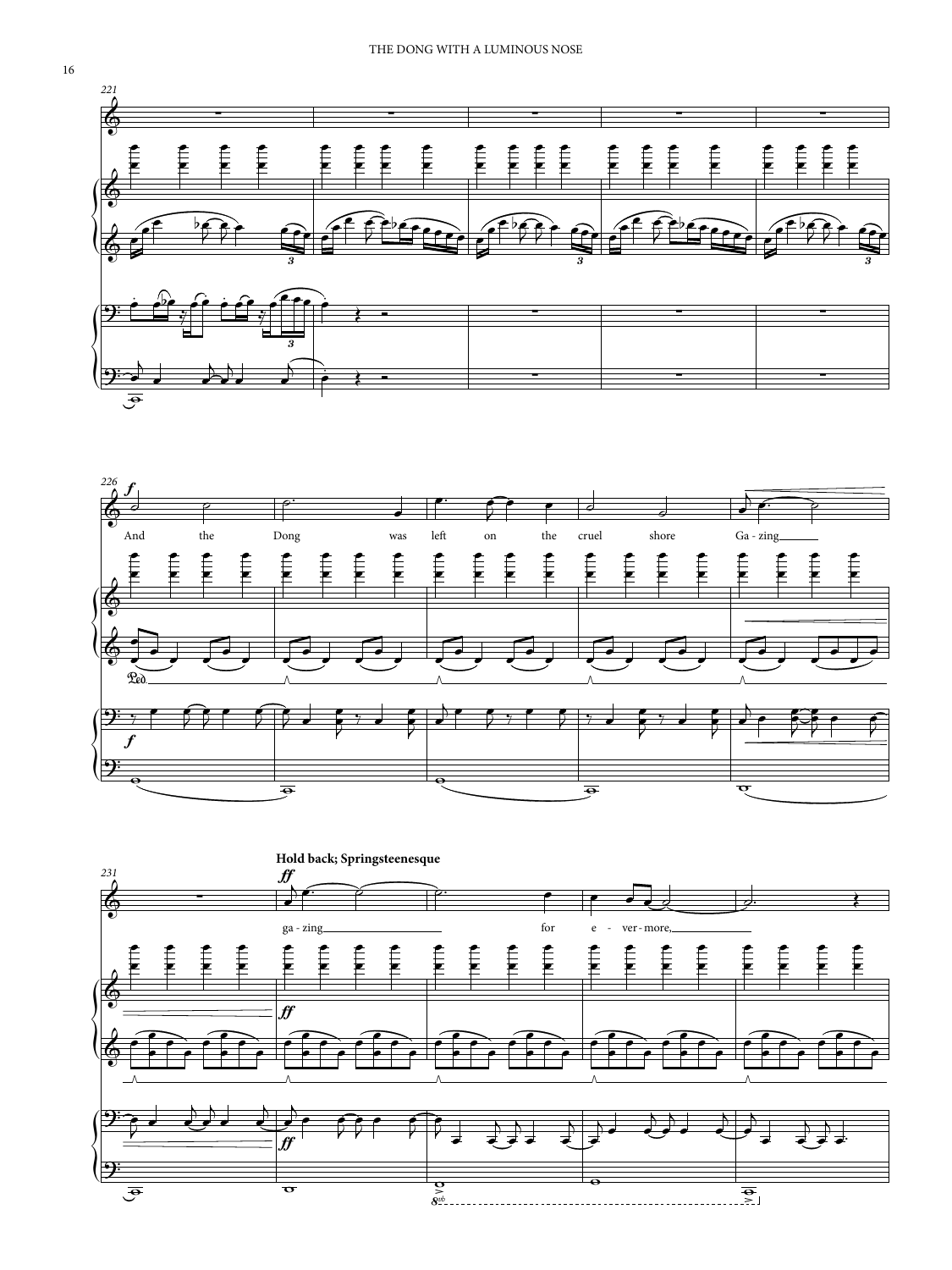221

226

*f*

And the Dong was left on the cruel shore Ga - zing

231

**Hold back; Springsteenesque**

*ff*

ga - zing for e - ver - more,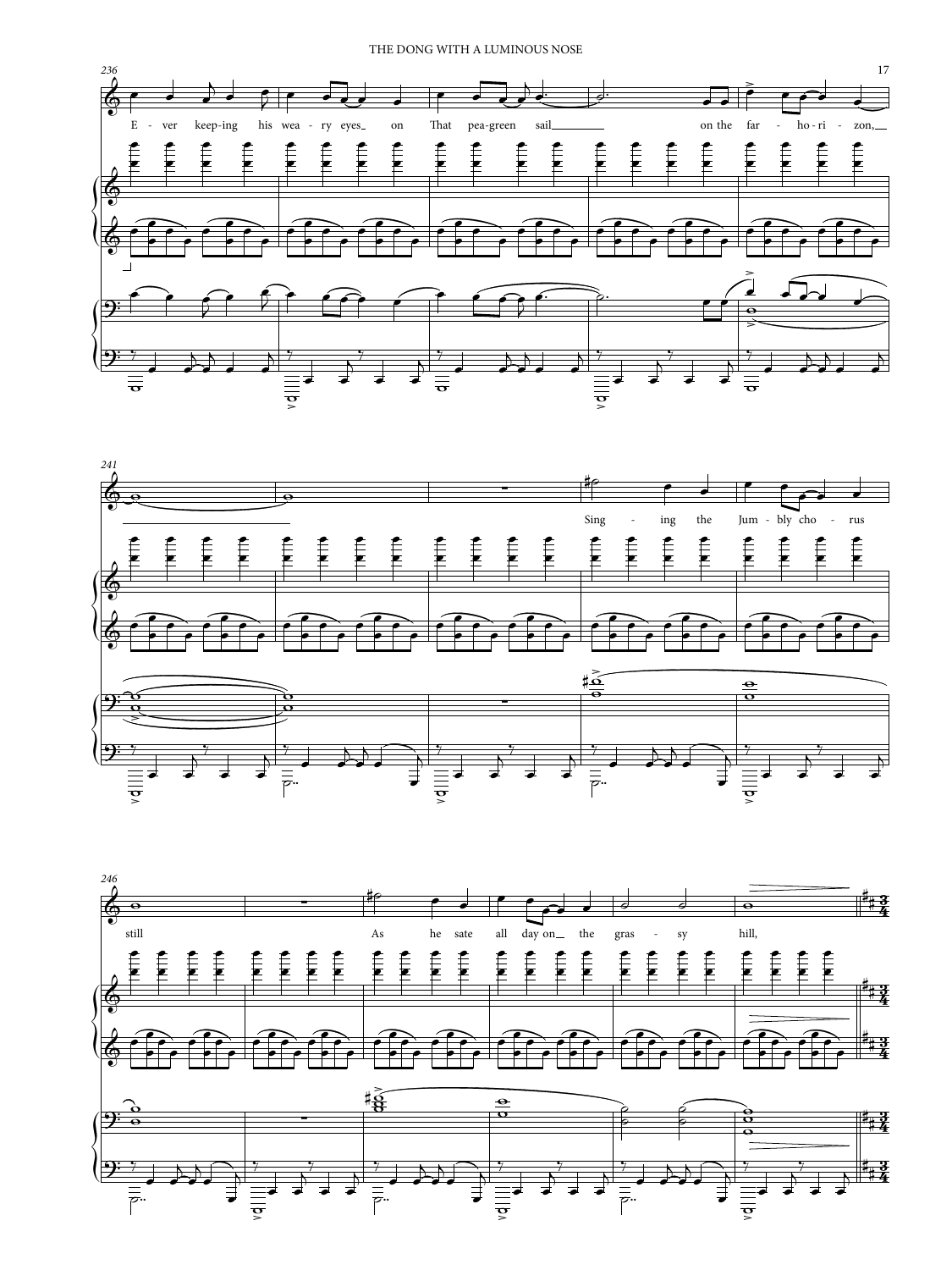236

E - ver keep-ing his wea - ry eyes on That pea-green sail on the far - ho - ri - zon,

241

Sing - ing the Jum - bly cho - rus

246

still As he sate all day on the gras - sy hill,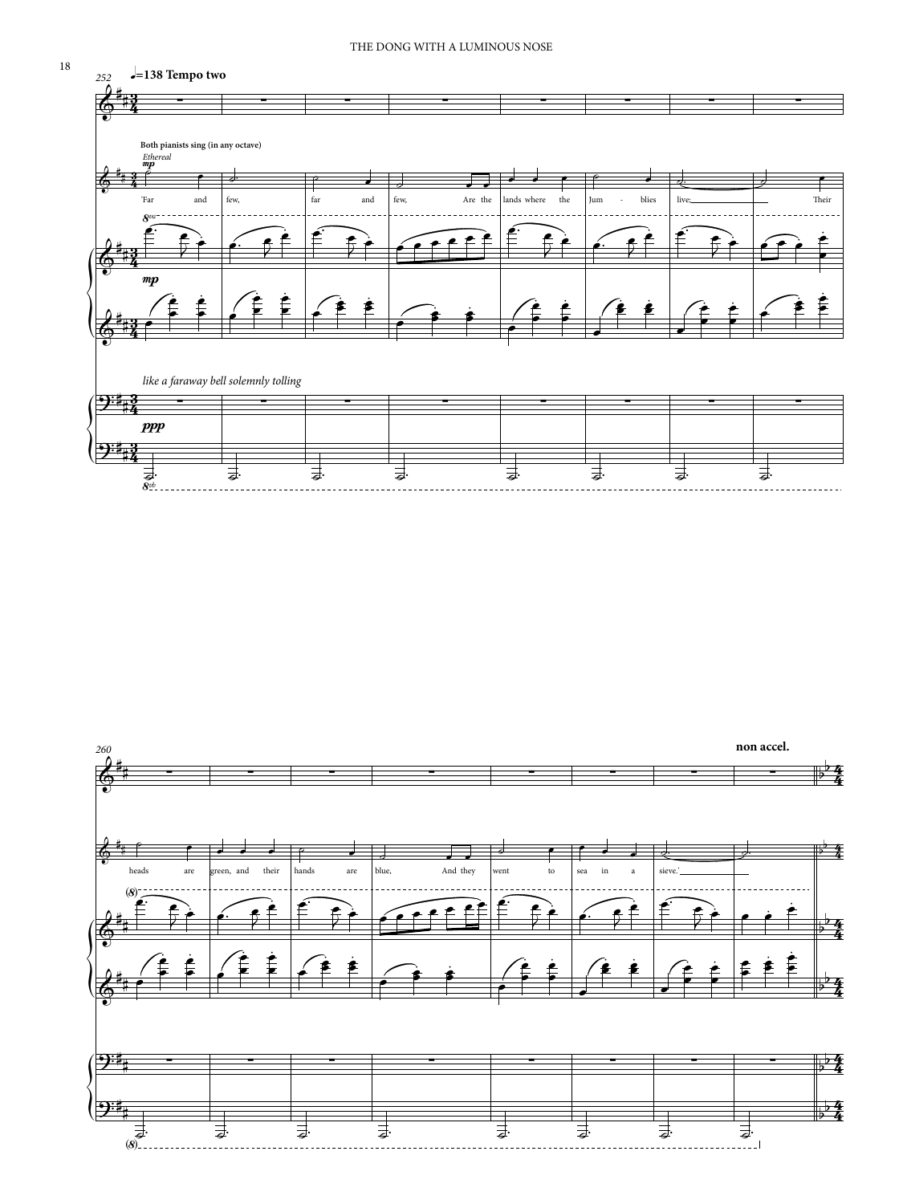♩=138 Tempo two

Both pianists sing (in any octave)

*Ethereal*

mp

'Far and few, far and few, Are the lands where the Jum - blies live; Their heads are green, and their hands are blue, And they went to sea in a sieve.'

mp

*like a faraway bell solemnly tolling*

ppp

non accel.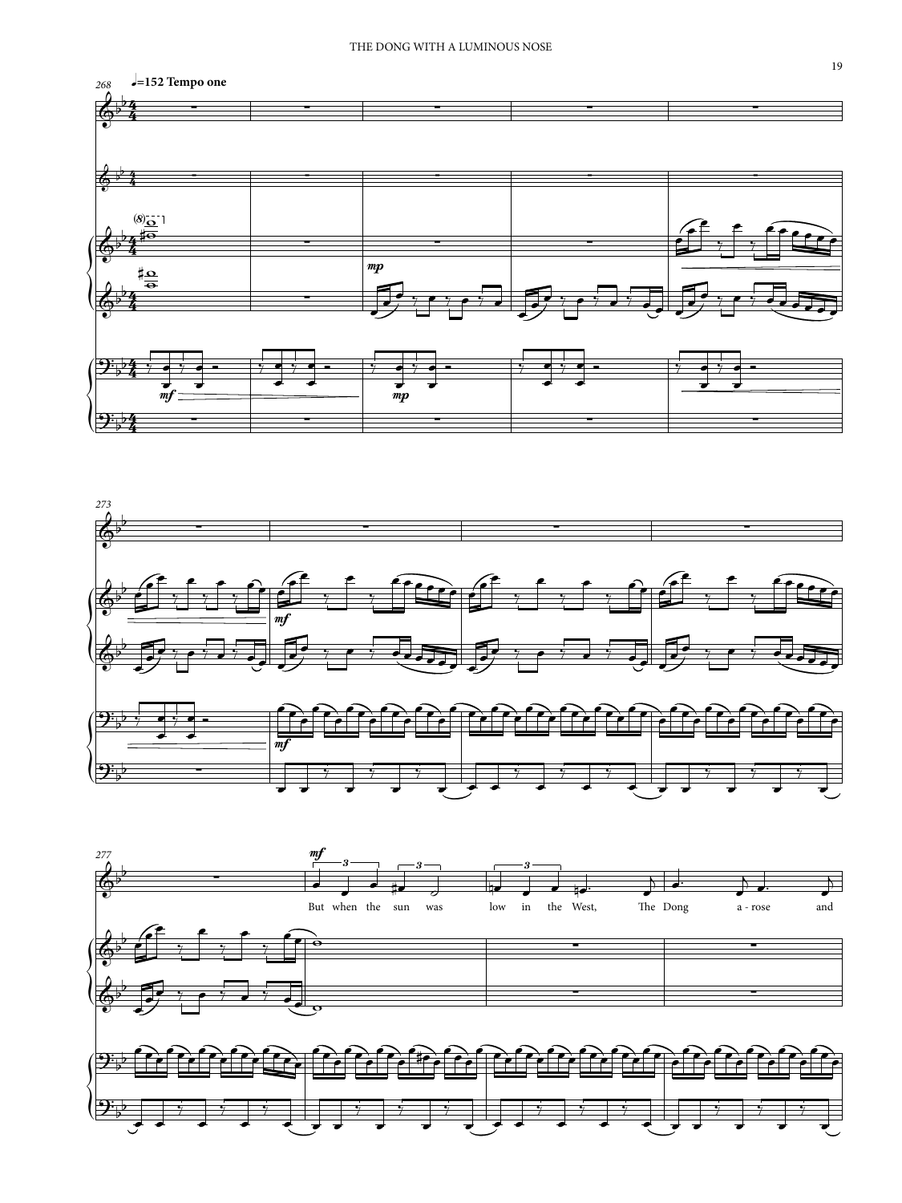♩=152 Tempo one

But when the sun was low in the West, The Dong a-rose and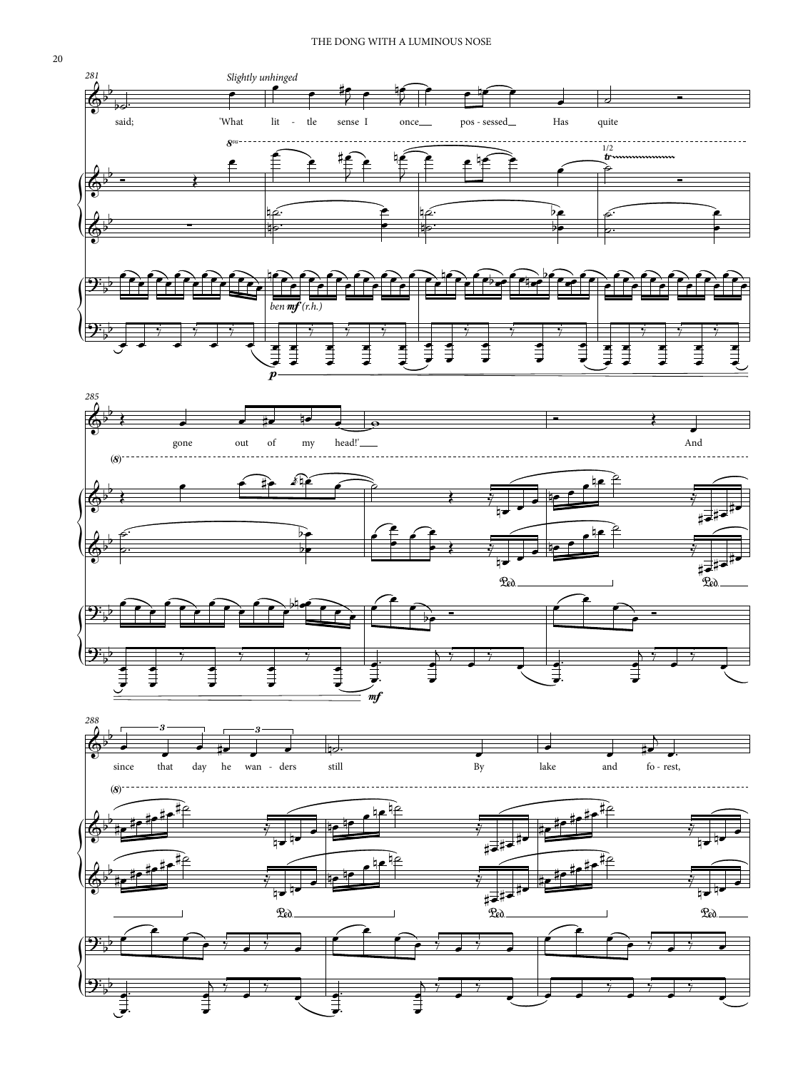*Slightly unhinged*

said; 'What lit - tle sense I once pos - sessed Has quite gone out of my head!' And since that day he wan - ders still By lake and fo - rest,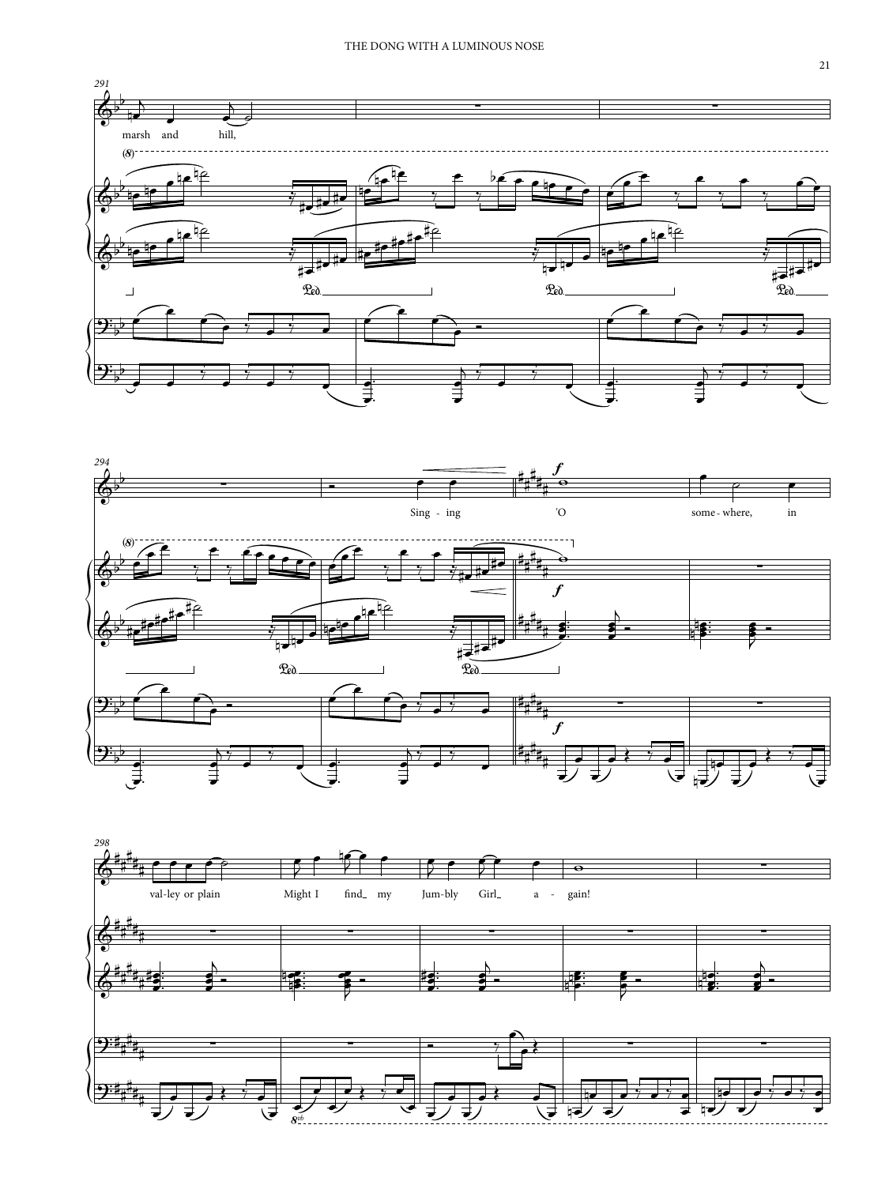291

marsh and hill,

294

Sing - ing 'O some - where, in

298

val-ley or plain Might I find_ my Jum-bly Girl_ a - gain!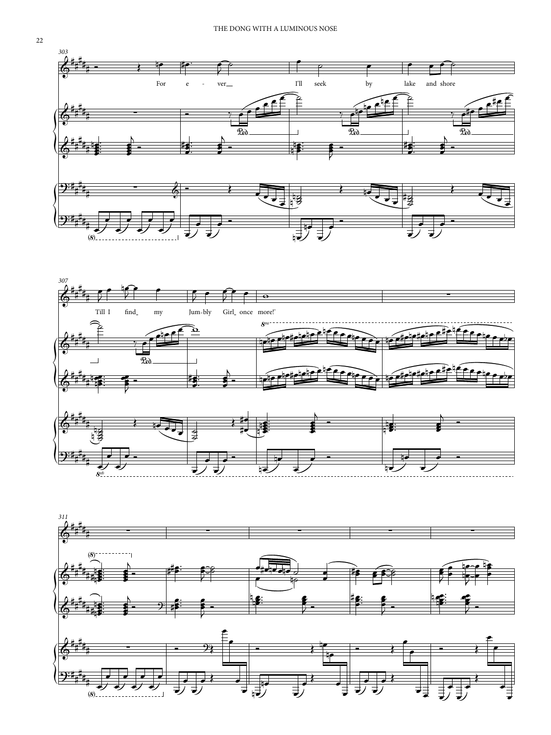For e - ver I'll seek by lake and shore

Till I find my Jum-bly Girl once more!'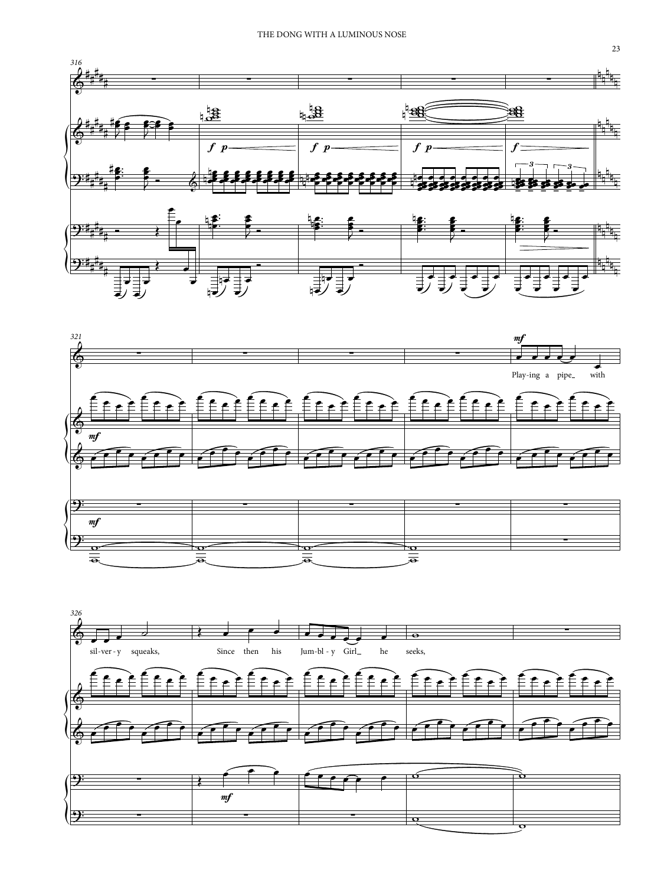316

321

Play-ing a pipe with

326

sil-ver-y squeaks, Since then his Jum-bl-y Girl he seeks,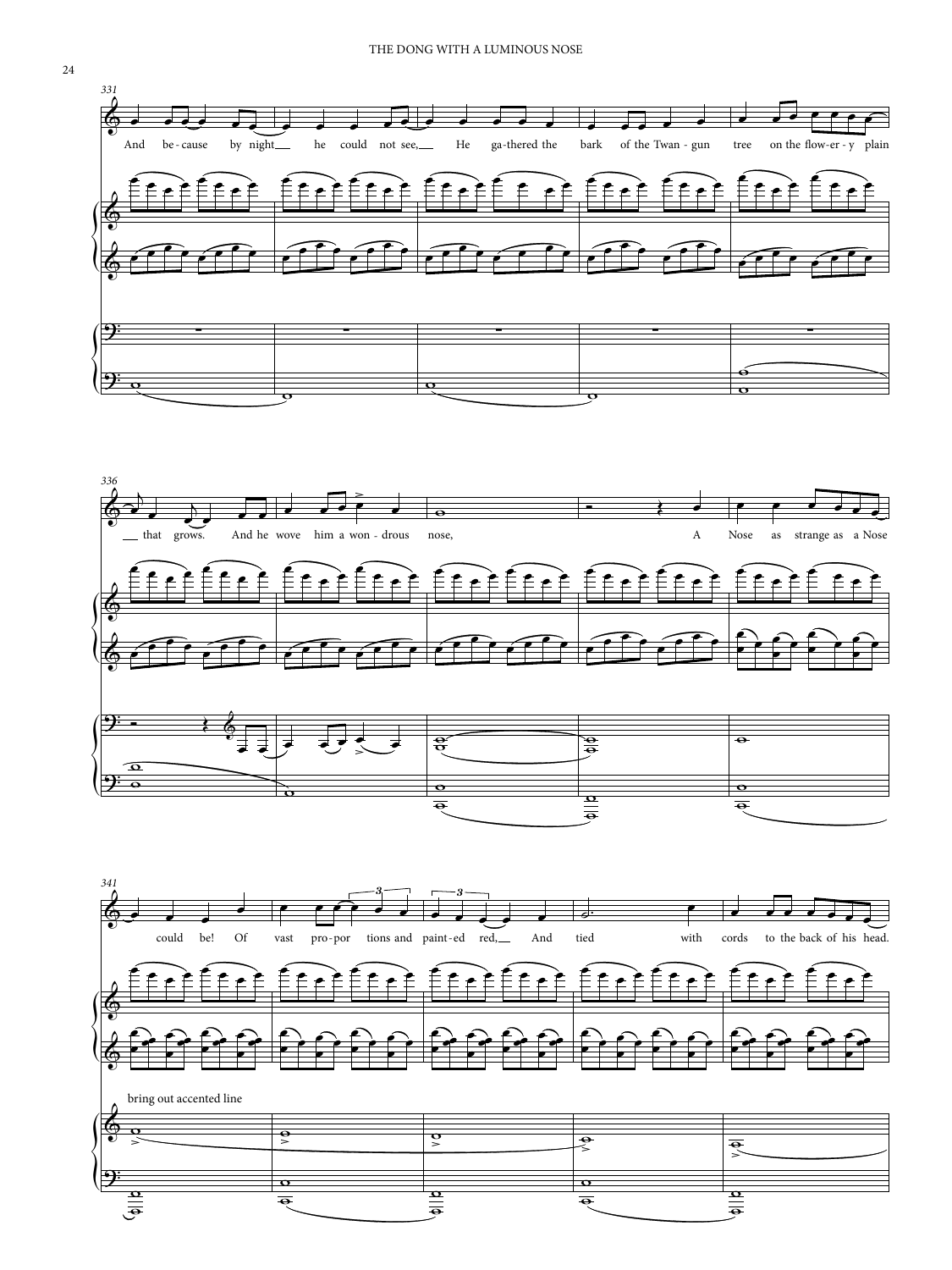331

And be-cause by night he could not see, He ga-thered the bark of the Twan-gun tree on the flow-er-y plain

336

that grows. And he wove him a won-drous nose, A Nose as strange as a Nose

341

could be! Of vast pro-por tions and paint-ed red, And tied with cords to the back of his head.

bring out accented line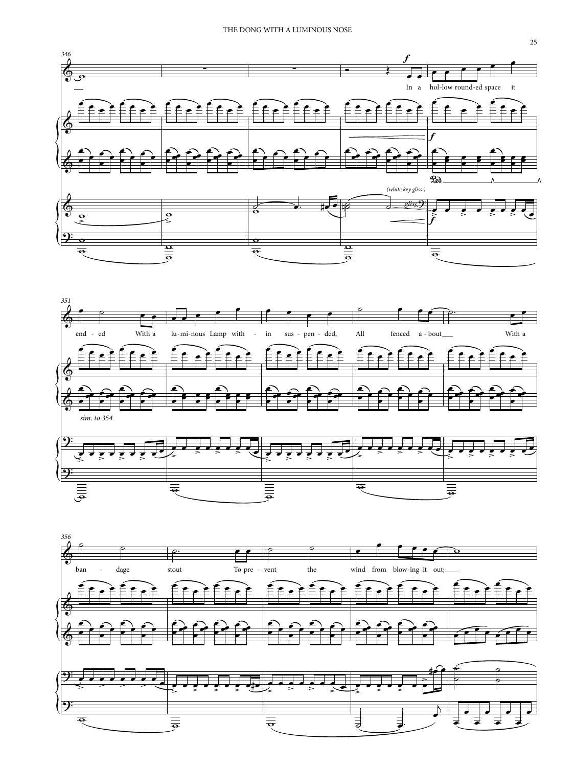346

In a hol-low round-ed space it end - ed With a lu-mi-nous Lamp with - in sus - pen - ded, All fenced a - bout With a ban - dage stout To pre - vent the wind from blow-ing it out;

351

356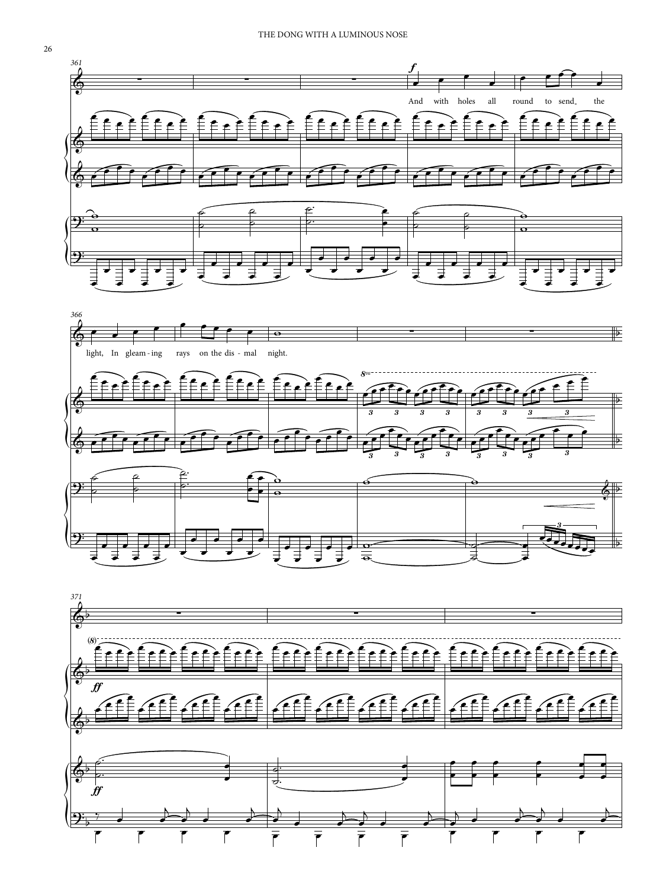And with holes all round to send the light, In gleam-ing rays on the dis-mal night.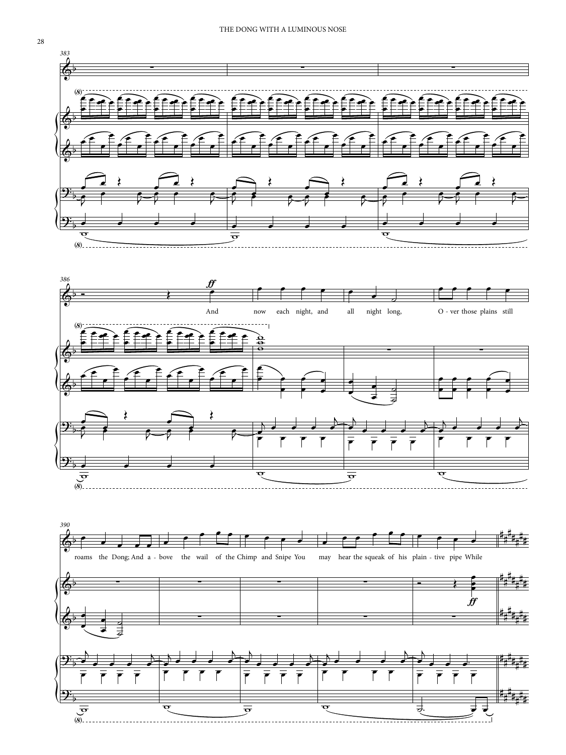383

386

And now each night, and all night long, O - ver those plains still

390

roams the Dong; And a - bove the wail of the Chimp and Snipe You may hear the squeak of his plain - tive pipe While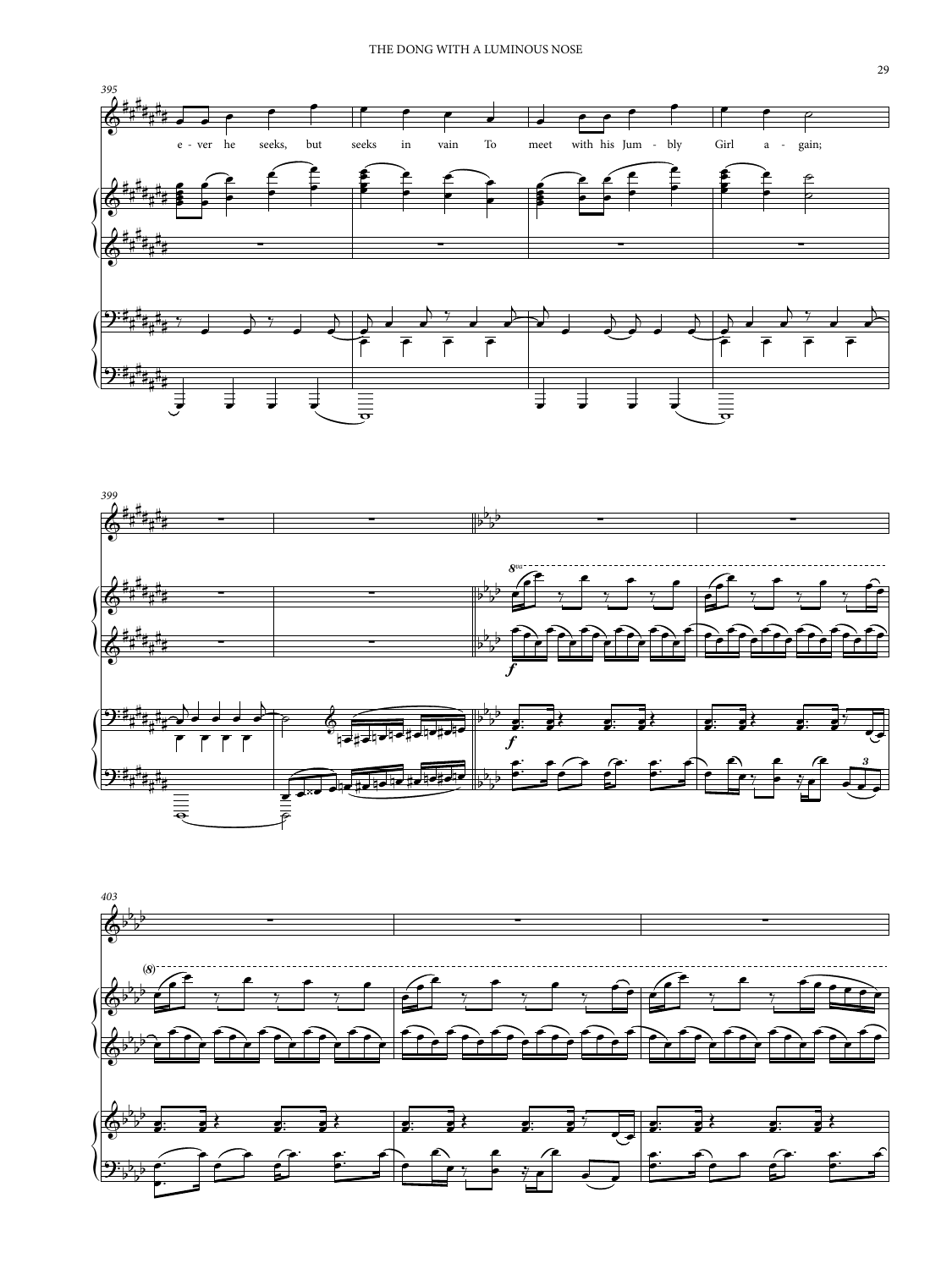e - ver he seeks, but seeks in vain To meet with his Jum - bly Girl a - gain;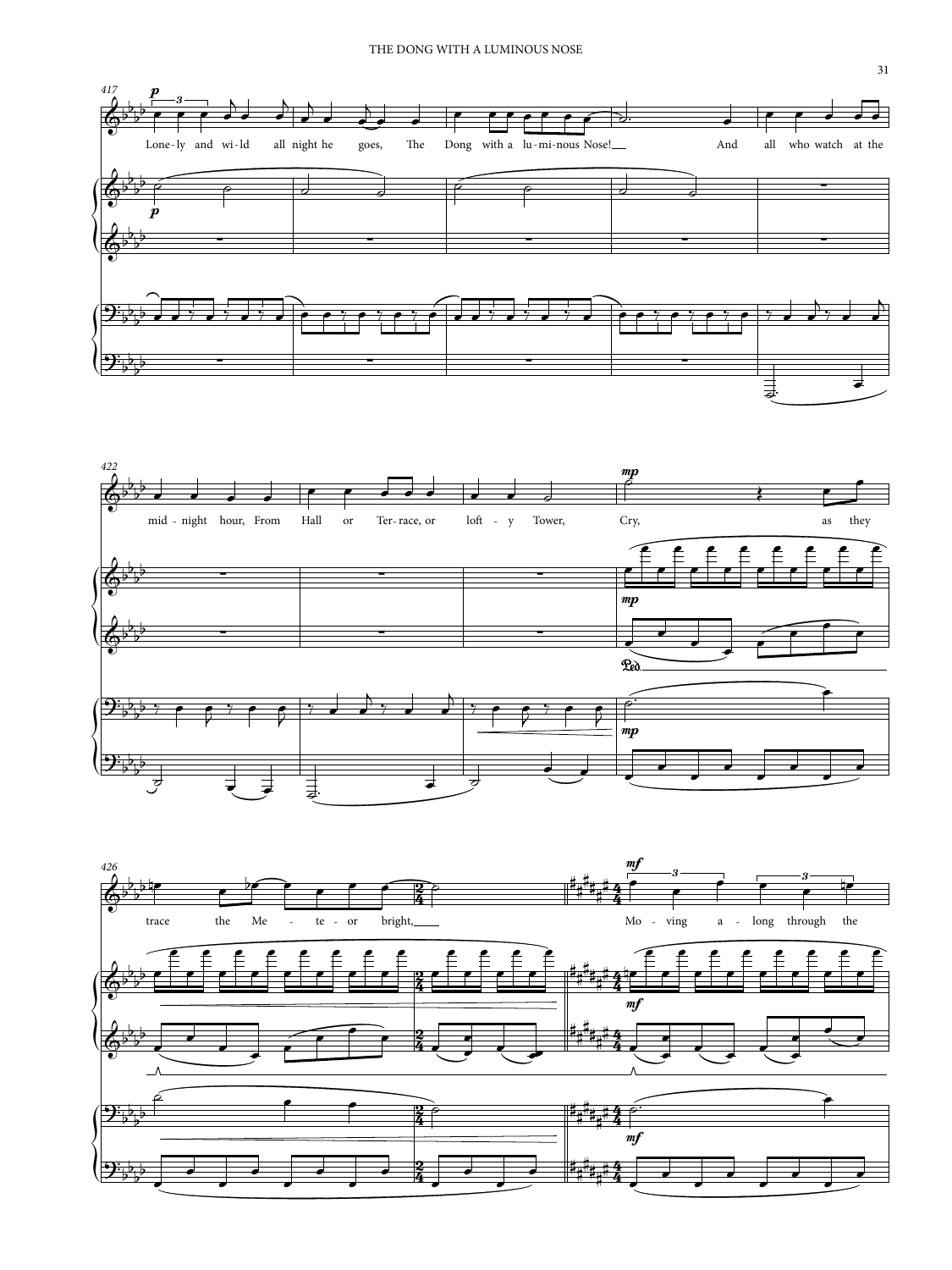Lone-ly and wi-ld all night he goes, The Dong with a lu-mi-nous Nose! And all who watch at the mid-night hour, From Hall or Ter-race, or loft-y Tower, Cry, as they trace the Me-te-or bright, Mo-ving a-long through the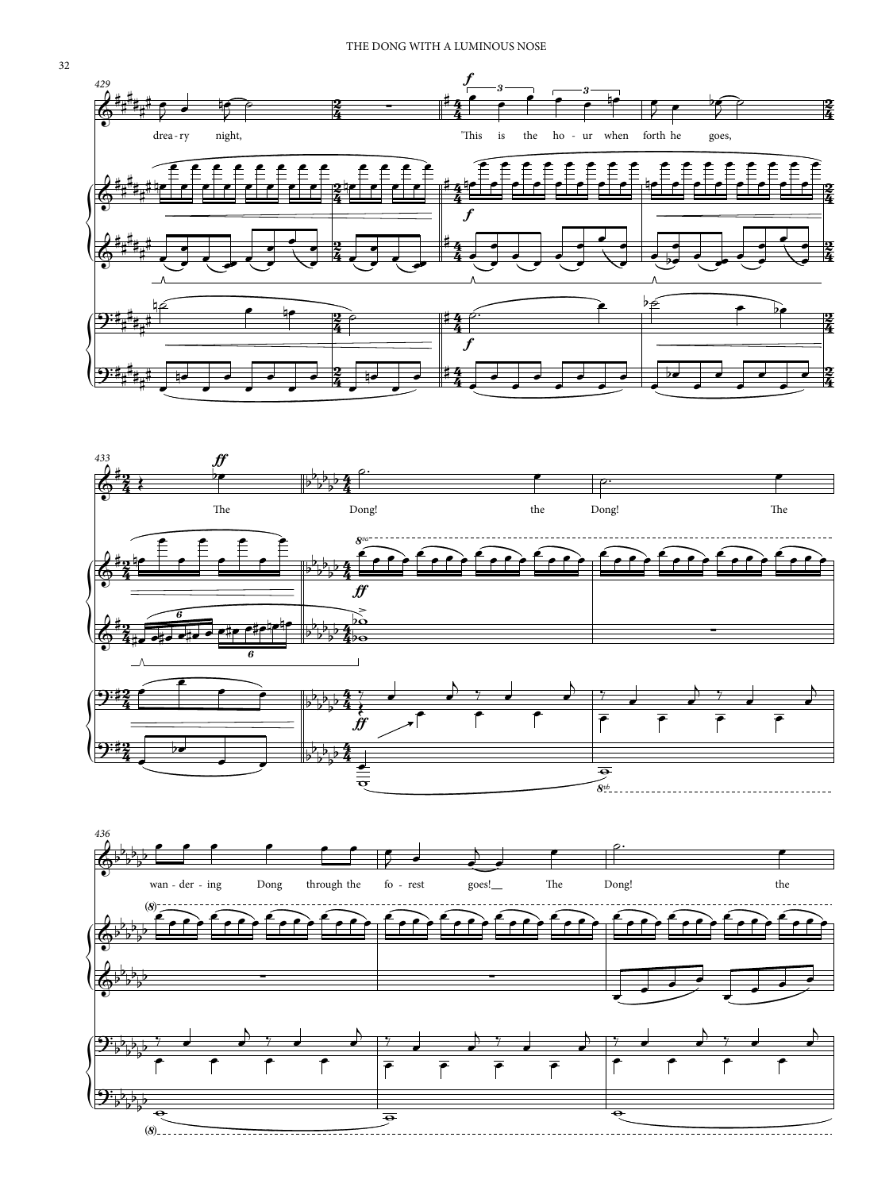429

drea-ry night,

"This is the ho-ur when forth he goes,

433

The Dong! the Dong! The

436

wan-der-ing Dong through the fo-rest goes! The Dong! the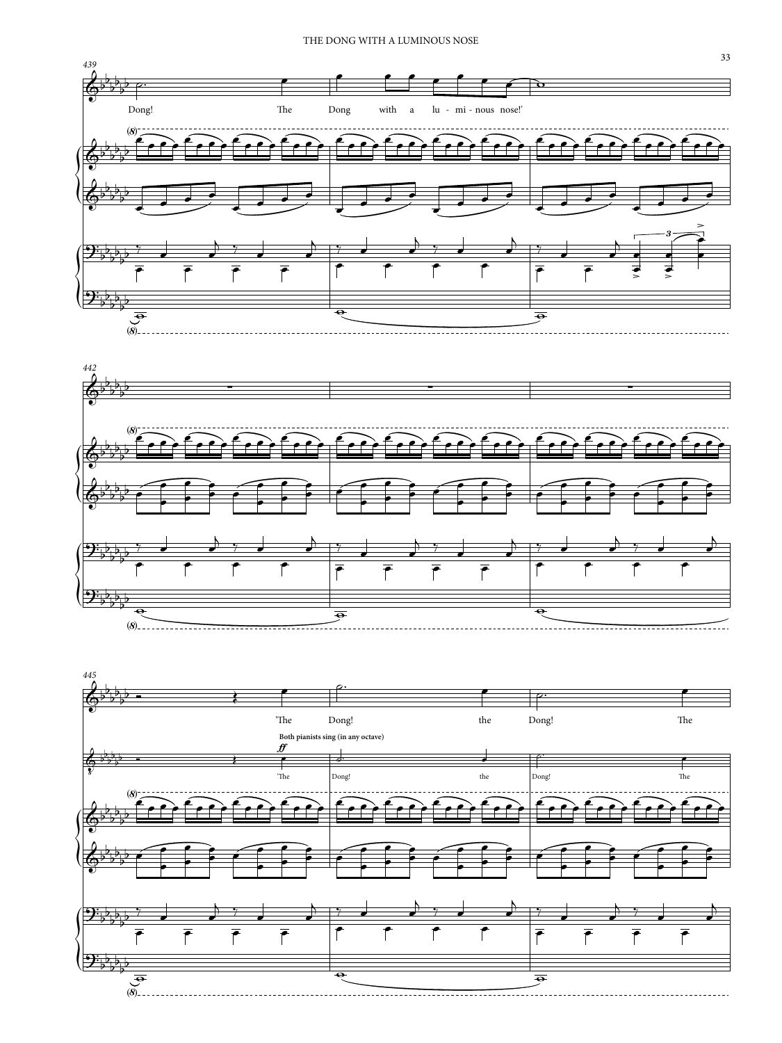Dong! The Dong with a lu - mi - nous nose!'

'The Dong! the Dong! The

Both pianists sing (in any octave)

*ff*

'The Dong! the Dong! The